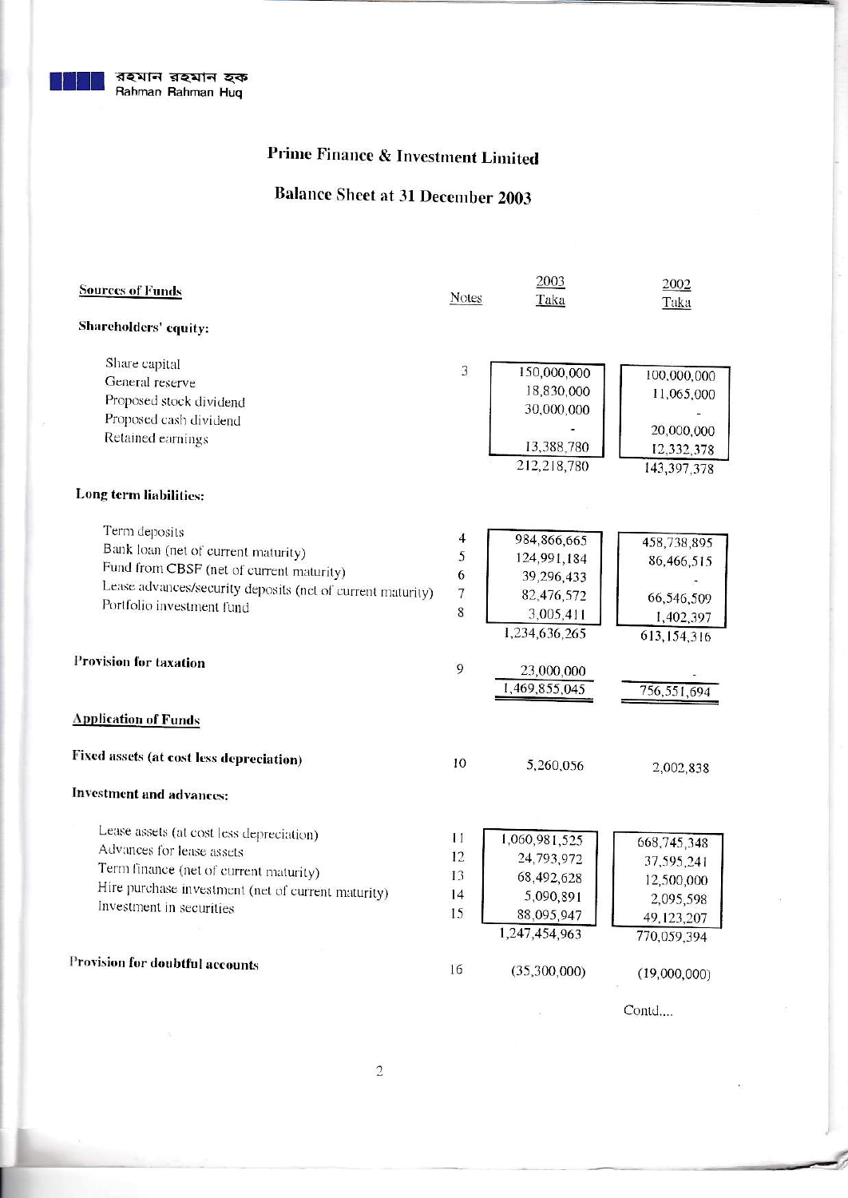রহমান রহমান হক
Rahman Rahman Huq

# Prime Finance & Investment Limited

## Balance Sheet at 31 December 2003

| | Notes | 2003 Taka | 2002 Taka |
|---|---|---|---|
| **Sources of Funds** | | | |
| **Shareholders' equity:** | | | |
| Share capital | 3 | 150,000,000 | 100,000,000 |
| General reserve | | 18,830,000 | 11,065,000 |
| Proposed stock dividend | | 30,000,000 | - |
| Proposed cash dividend | | - | 20,000,000 |
| Retained earnings | | 13,388,780 | 12,332,378 |
| | | 212,218,780 | 143,397,378 |
| **Long term liabilities:** | | | |
| Term deposits | 4 | 984,866,665 | 458,738,895 |
| Bank loan (net of current maturity) | 5 | 124,991,184 | 86,466,515 |
| Fund from CBSF (net of current maturity) | 6 | 39,296,433 | - |
| Lease advances/security deposits (net of current maturity) | 7 | 82,476,572 | 66,546,509 |
| Portfolio investment fund | 8 | 3,005,411 | 1,402,397 |
| | | 1,234,636,265 | 613,154,316 |
| **Provision for taxation** | 9 | 23,000,000 | - |
| | | 1,469,855,045 | 756,551,694 |
| **Application of Funds** | | | |
| **Fixed assets (at cost less depreciation)** | 10 | 5,260,056 | 2,002,838 |
| **Investment and advances:** | | | |
| Lease assets (at cost less depreciation) | 11 | 1,060,981,525 | 668,745,348 |
| Advances for lease assets | 12 | 24,793,972 | 37,595,241 |
| Term finance (net of current maturity) | 13 | 68,492,628 | 12,500,000 |
| Hire purchase investment (net of current maturity) | 14 | 5,090,891 | 2,095,598 |
| Investment in securities | 15 | 88,095,947 | 49,123,207 |
| | | 1,247,454,963 | 770,059,394 |
| **Provision for doubtful accounts** | 16 | (35,300,000) | (19,000,000) |

Contd....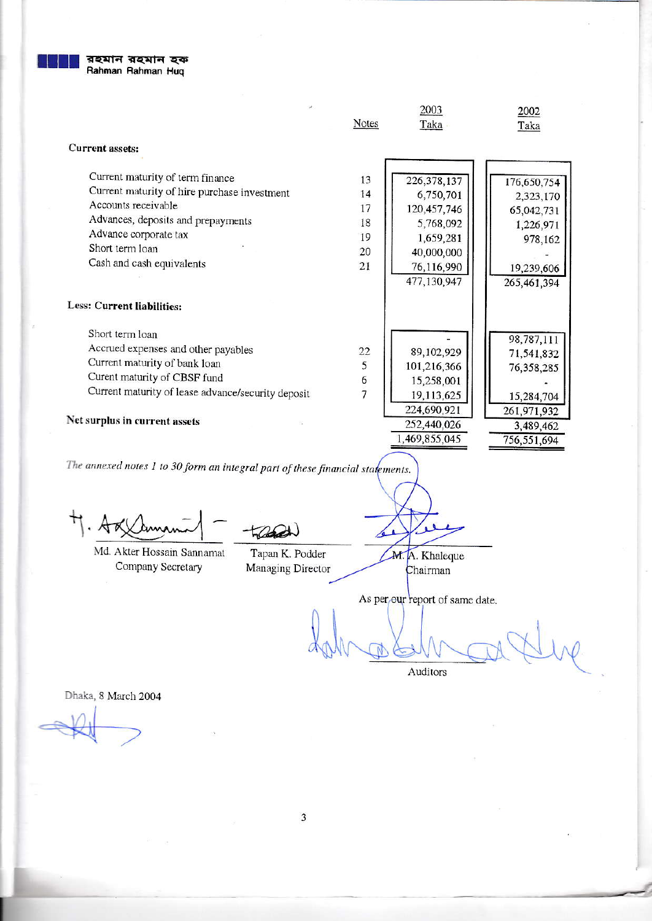রহমান রহমান হক
Rahman Rahman Huq

| | Notes | 2003 Taka | 2002 Taka |
|---|---|---|---|
| **Current assets:** | | | |
| Current maturity of term finance | 13 | 226,378,137 | 176,650,754 |
| Current maturity of hire purchase investment | 14 | 6,750,701 | 2,323,170 |
| Accounts receivable | 17 | 120,457,746 | 65,042,731 |
| Advances, deposits and prepayments | 18 | 5,768,092 | 1,226,971 |
| Advance corporate tax | 19 | 1,659,281 | 978,162 |
| Short term loan | 20 | 40,000,000 | - |
| Cash and cash equivalents | 21 | 76,116,990 | 19,239,606 |
| | | 477,130,947 | 265,461,394 |
| **Less: Current liabilities:** | | | |
| Short term loan | | - | 98,787,111 |
| Accrued expenses and other payables | 22 | 89,102,929 | 71,541,832 |
| Current maturity of bank loan | 5 | 101,216,366 | 76,358,285 |
| Curent maturity of CBSF fund | 6 | 15,258,001 | - |
| Current maturity of lease advance/security deposit | 7 | 19,113,625 | 15,284,704 |
| | | 224,690,921 | 261,971,932 |
| **Net surplus in current assets** | | 252,440,026 | 3,489,462 |
| | | 1,469,855,045 | 756,551,694 |

*The annexed notes 1 to 30 form an integral part of these financial statements.*

| Md. Akter Hossain Sannamat | Tapan K. Podder | M. A. Khaleque |
|---|---|---|
| Company Secretary | Managing Director | Chairman |

As per our report of same date.

Auditors

Dhaka, 8 March 2004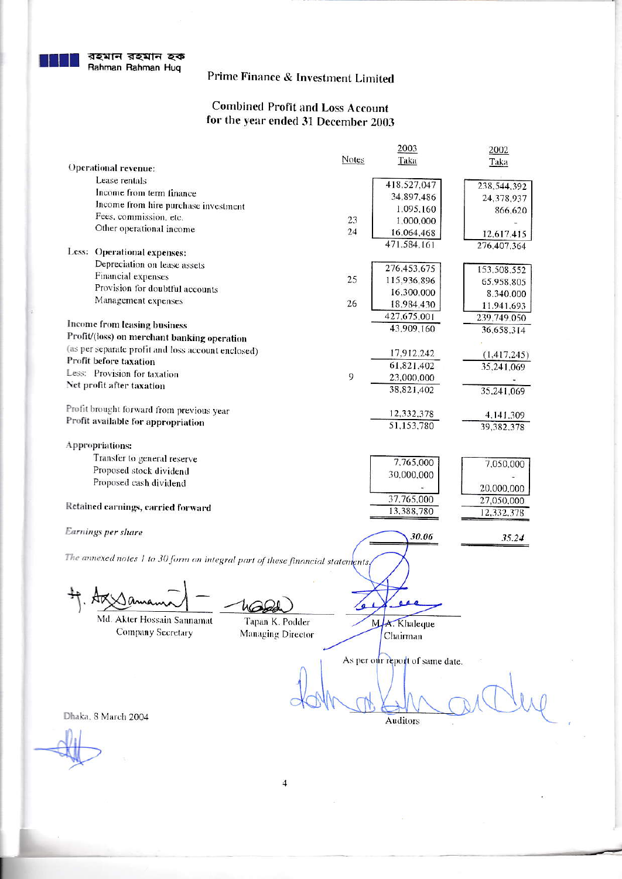রহমান রহমান হক
Rahman Rahman Huq

# Prime Finance & Investment Limited

## Combined Profit and Loss Account
## for the year ended 31 December 2003

| | Notes | 2003 Taka | 2002 Taka |
|---|---|---|---|
| **Operational revenue:** | | | |
| Lease rentals | | 418,527,047 | 238,544,392 |
| Income from term finance | | 34,897,486 | 24,378,937 |
| Income from hire purchase investment | | 1,095,160 | 866,620 |
| Fees, commission, etc. | 23 | 1,000,000 | - |
| Other operational income | 24 | 16,064,468 | 12,617,415 |
| | | 471,584,161 | 276,407,364 |
| **Less: Operational expenses:** | | | |
| Depreciation on lease assets | | 276,453,675 | 153,508,552 |
| Financial expenses | 25 | 115,936,896 | 65,958,805 |
| Provision for doubtful accounts | | 16,300,000 | 8,340,000 |
| Management expenses | 26 | 18,984,430 | 11,941,693 |
| | | 427,675,001 | 239,749,050 |
| **Income from leasing business** | | 43,909,160 | 36,658,314 |
| **Profit/(loss) on merchant banking operation** (as per separate profit and loss account enclosed) | | 17,912,242 | (1,417,245) |
| **Profit before taxation** | | 61,821,402 | 35,241,069 |
| Less: Provision for taxation | 9 | 23,000,000 | - |
| **Net profit after taxation** | | 38,821,402 | 35,241,069 |
| | | | |
| Profit brought forward from previous year | | 12,332,378 | 4,141,309 |
| **Profit available for appropriation** | | 51,153,780 | 39,382,378 |
| | | | |
| **Appropriations:** | | | |
| Transfer to general reserve | | 7,765,000 | 7,050,000 |
| Proposed stock dividend | | 30,000,000 | - |
| Proposed cash dividend | | - | 20,000,000 |
| | | 37,765,000 | 27,050,000 |
| **Retained earnings, carried forward** | | 13,388,780 | 12,332,378 |
| | | | |
| *Earnings per share* | | ***30.06*** | ***35.24*** |

*The annexed notes 1 to 30 form an integral part of these financial statements.*

| | | |
|---|---|---|
| Md. Akter Hossain Sannamat<br>Company Secretary | Tapan K. Podder<br>Managing Director | M. A. Khaleque<br>Chairman |

As per our report of same date.

Auditors

Dhaka, 8 March 2004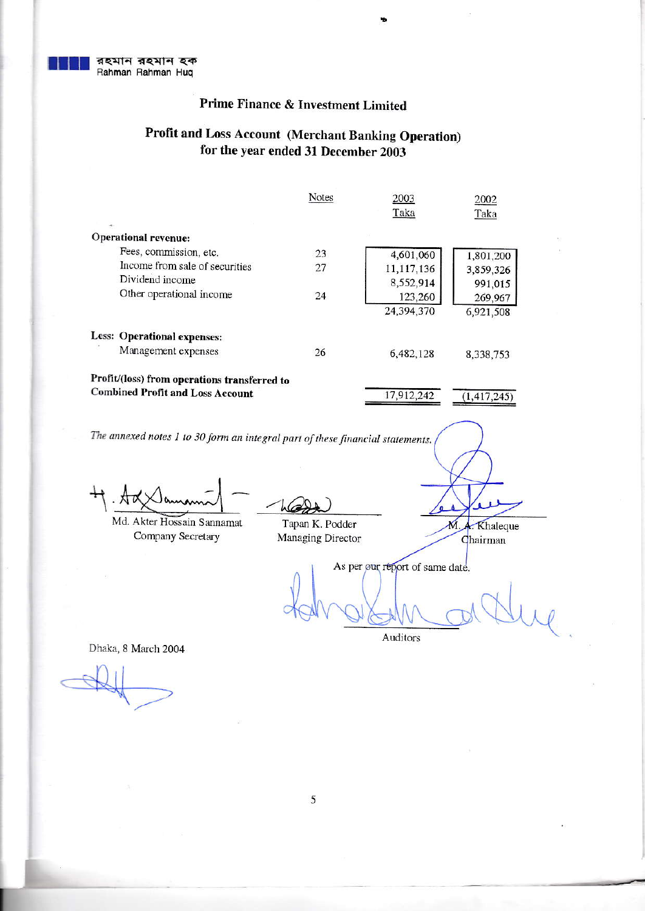রহমান রহমান হক
Rahman Rahman Huq

# Prime Finance & Investment Limited

## Profit and Loss Account (Merchant Banking Operation) for the year ended 31 December 2003

| | Notes | 2003 Taka | 2002 Taka |
|---|---|---|---|
| **Operational revenue:** | | | |
| Fees, commission, etc. | 23 | 4,601,060 | 1,801,200 |
| Income from sale of securities | 27 | 11,117,136 | 3,859,326 |
| Dividend income | | 8,552,914 | 991,015 |
| Other operational income | 24 | 123,260 | 269,967 |
| | | 24,394,370 | 6,921,508 |
| **Less: Operational expenses:** | | | |
| Management expenses | 26 | 6,482,128 | 8,338,753 |
| **Profit/(loss) from operations transferred to Combined Profit and Loss Account** | | 17,912,242 | (1,417,245) |

*The annexed notes 1 to 30 form an integral part of these financial statements.*

Md. Akter Hossain Sannamat
Company Secretary

Tapan K. Podder
Managing Director

M. A. Khaleque
Chairman

As per our report of same date.

Auditors

Dhaka, 8 March 2004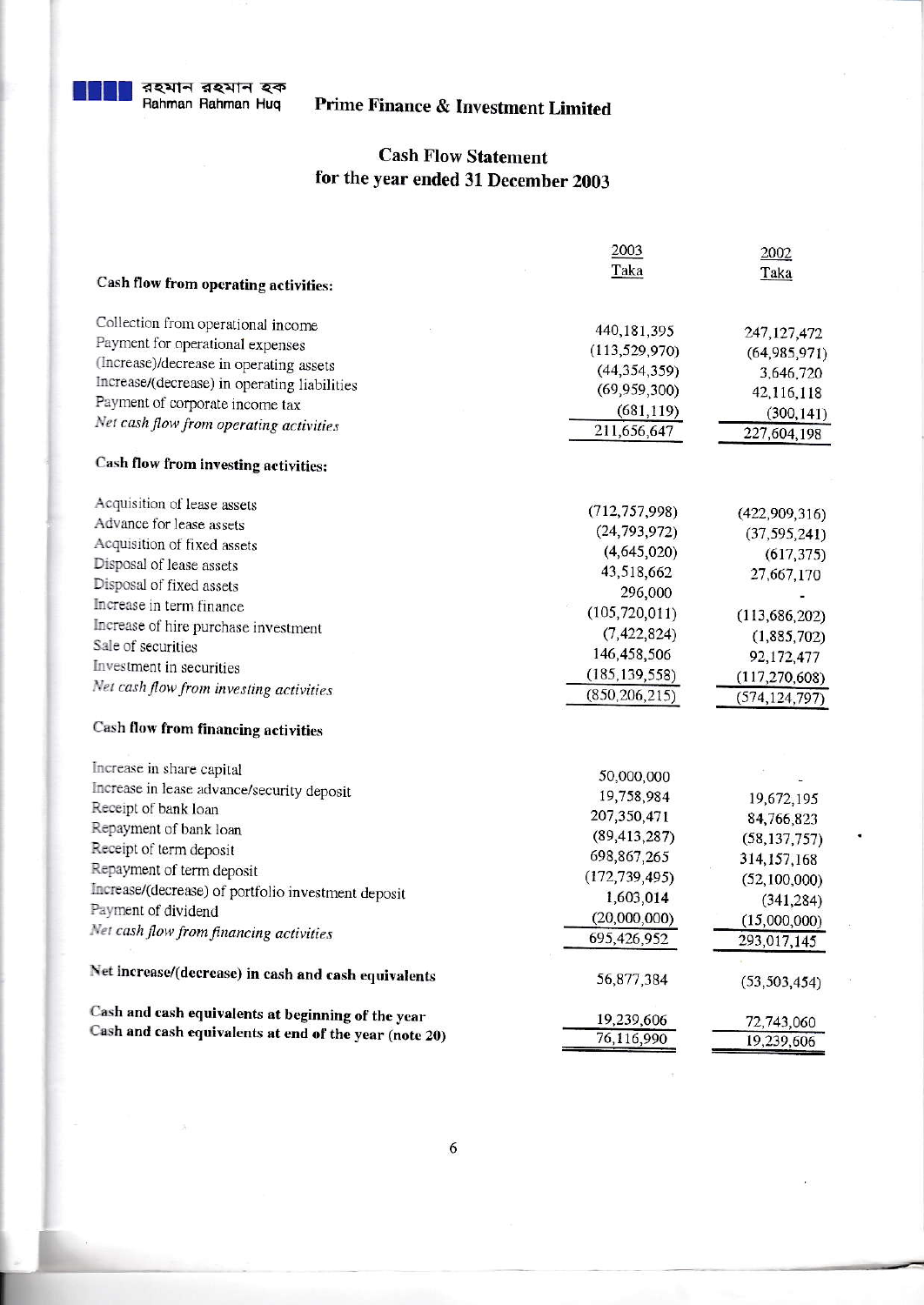রহমান রহমান হক
Rahman Rahman Huq

# Prime Finance & Investment Limited

## Cash Flow Statement
## for the year ended 31 December 2003

| | 2003 Taka | 2002 Taka |
|---|---|---|
| **Cash flow from operating activities:** | | |
| Collection from operational income | 440,181,395 | 247,127,472 |
| Payment for operational expenses | (113,529,970) | (64,985,971) |
| (Increase)/decrease in operating assets | (44,354,359) | 3,646,720 |
| Increase/(decrease) in operating liabilities | (69,959,300) | 42,116,118 |
| Payment of corporate income tax | (681,119) | (300,141) |
| *Net cash flow from operating activities* | 211,656,647 | 227,604,198 |
| **Cash flow from investing activities:** | | |
| Acquisition of lease assets | (712,757,998) | (422,909,316) |
| Advance for lease assets | (24,793,972) | (37,595,241) |
| Acquisition of fixed assets | (4,645,020) | (617,375) |
| Disposal of lease assets | 43,518,662 | 27,667,170 |
| Disposal of fixed assets | 296,000 | - |
| Increase in term finance | (105,720,011) | (113,686,202) |
| Increase of hire purchase investment | (7,422,824) | (1,885,702) |
| Sale of securities | 146,458,506 | 92,172,477 |
| Investment in securities | (185,139,558) | (117,270,608) |
| *Net cash flow from investing activities* | (850,206,215) | (574,124,797) |
| **Cash flow from financing activities** | | |
| Increase in share capital | 50,000,000 | - |
| Increase in lease advance/security deposit | 19,758,984 | 19,672,195 |
| Receipt of bank loan | 207,350,471 | 84,766,823 |
| Repayment of bank loan | (89,413,287) | (58,137,757) |
| Receipt of term deposit | 698,867,265 | 314,157,168 |
| Repayment of term deposit | (172,739,495) | (52,100,000) |
| Increase/(decrease) of portfolio investment deposit | 1,603,014 | (341,284) |
| Payment of dividend | (20,000,000) | (15,000,000) |
| *Net cash flow from financing activities* | 695,426,952 | 293,017,145 |
| **Net increase/(decrease) in cash and cash equivalents** | 56,877,384 | (53,503,454) |
| **Cash and cash equivalents at beginning of the year** | 19,239,606 | 72,743,060 |
| **Cash and cash equivalents at end of the year (note 20)** | 76,116,990 | 19,239,606 |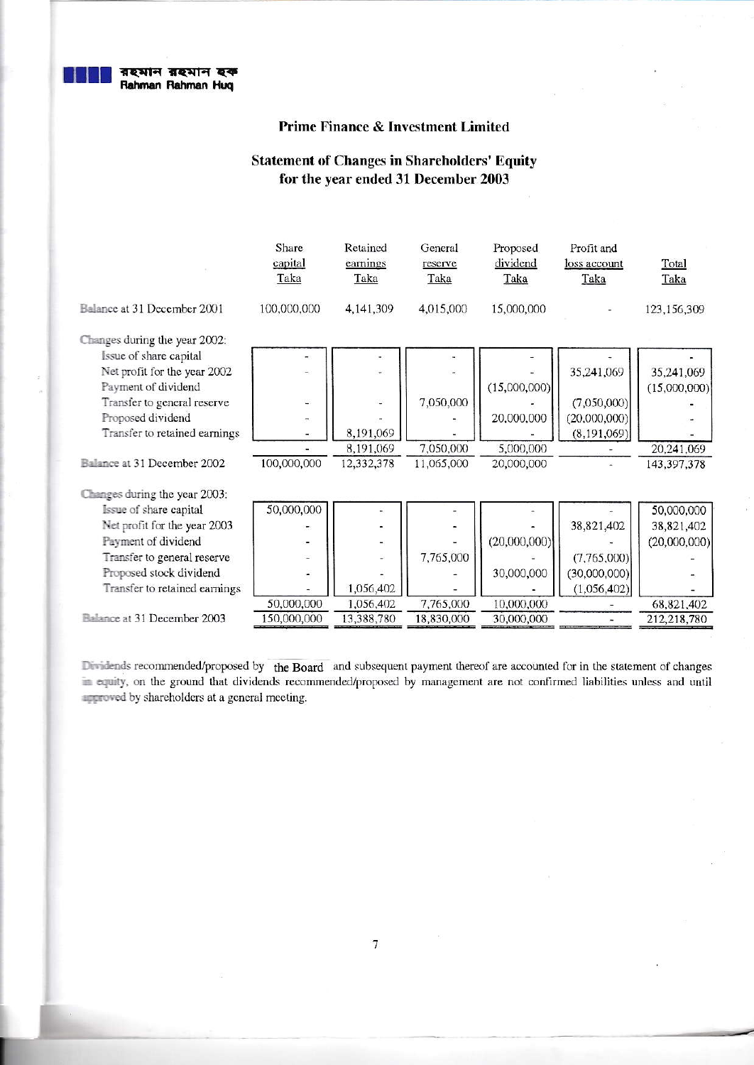রহমান রহমান হক
Rahman Rahman Huq

# Prime Finance & Investment Limited

## Statement of Changes in Shareholders' Equity for the year ended 31 December 2003

| | Share capital Taka | Retained earnings Taka | General reserve Taka | Proposed dividend Taka | Profit and loss account Taka | Total Taka |
|---|---|---|---|---|---|---|
| Balance at 31 December 2001 | 100,000,000 | 4,141,309 | 4,015,000 | 15,000,000 | - | 123,156,309 |
| Changes during the year 2002: | | | | | | |
| Issue of share capital | - | - | - | - | - | - |
| Net profit for the year 2002 | - | - | - | - | 35,241,069 | 35,241,069 |
| Payment of dividend | | | | (15,000,000) | | (15,000,000) |
| Transfer to general reserve | - | - | 7,050,000 | - | (7,050,000) | - |
| Proposed dividend | - | - | - | 20,000,000 | (20,000,000) | - |
| Transfer to retained earnings | - | 8,191,069 | - | - | (8,191,069) | - |
| | - | 8,191,069 | 7,050,000 | 5,000,000 | - | 20,241,069 |
| Balance at 31 December 2002 | 100,000,000 | 12,332,378 | 11,065,000 | 20,000,000 | - | 143,397,378 |
| Changes during the year 2003: | | | | | | |
| Issue of share capital | 50,000,000 | - | - | - | - | 50,000,000 |
| Net profit for the year 2003 | - | - | - | - | 38,821,402 | 38,821,402 |
| Payment of dividend | - | - | - | (20,000,000) | - | (20,000,000) |
| Transfer to general reserve | - | - | 7,765,000 | - | (7,765,000) | - |
| Proposed stock dividend | - | - | - | 30,000,000 | (30,000,000) | - |
| Transfer to retained earnings | - | 1,056,402 | - | - | (1,056,402) | - |
| | 50,000,000 | 1,056,402 | 7,765,000 | 10,000,000 | - | 68,821,402 |
| Balance at 31 December 2003 | 150,000,000 | 13,388,780 | 18,830,000 | 30,000,000 | - | 212,218,780 |

Dividends recommended/proposed by the Board and subsequent payment thereof are accounted for in the statement of changes in equity, on the ground that dividends recommended/proposed by management are not confirmed liabilities unless and until approved by shareholders at a general meeting.